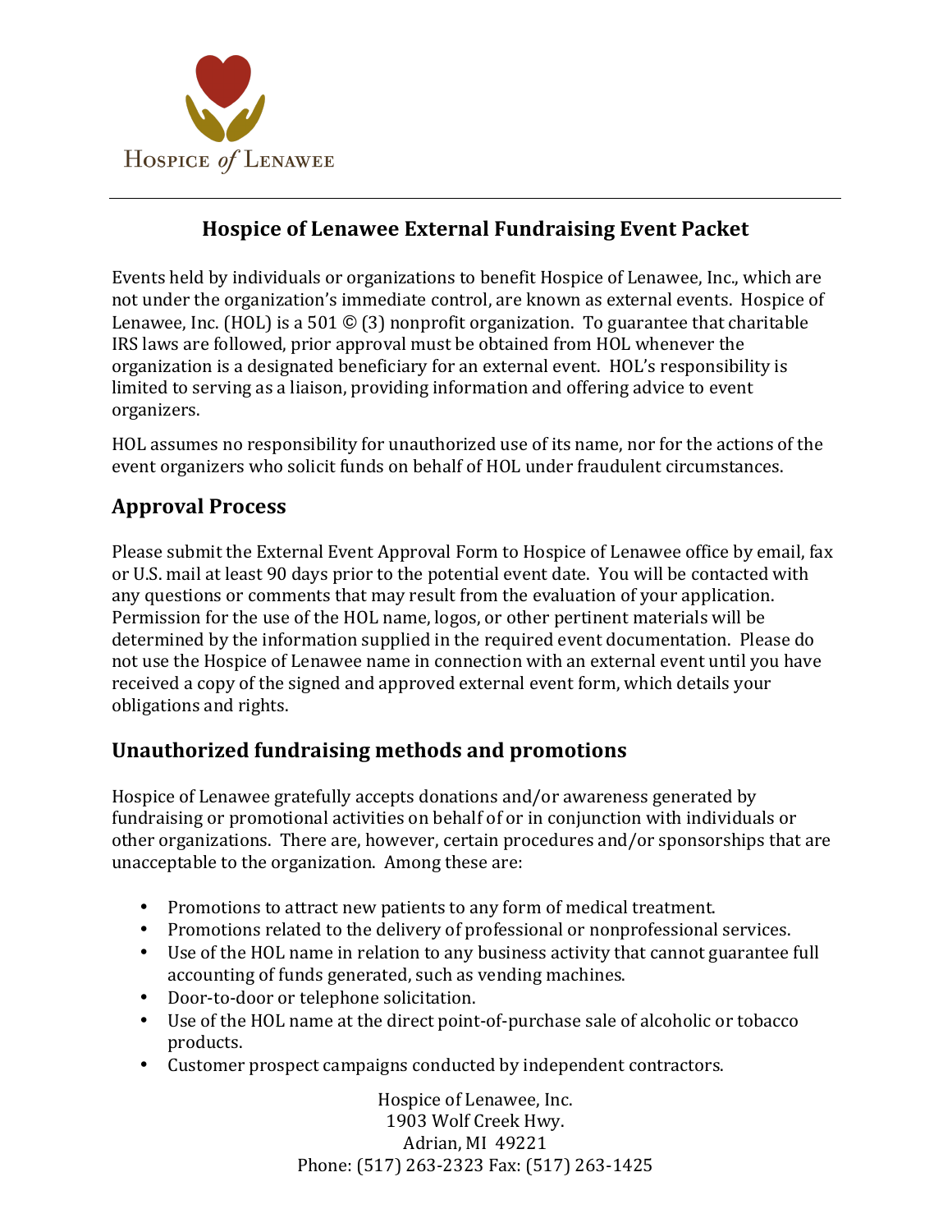Hospice of Lenawee

# Hospice of Lenawee External Fundraising Event Packet

Events held by individuals or organizations to benefit Hospice of Lenawee, Inc., which are not under the organization's immediate control, are known as external events. Hospice of Lenawee, Inc. (HOL) is a 501 © (3) nonprofit organization. To guarantee that charitable IRS laws are followed, prior approval must be obtained from HOL whenever the organization is a designated beneficiary for an external event. HOL's responsibility is limited to serving as a liaison, providing information and offering advice to event organizers.

HOL assumes no responsibility for unauthorized use of its name, nor for the actions of the event organizers who solicit funds on behalf of HOL under fraudulent circumstances.

## Approval Process

Please submit the External Event Approval Form to Hospice of Lenawee office by email, fax or U.S. mail at least 90 days prior to the potential event date. You will be contacted with any questions or comments that may result from the evaluation of your application. Permission for the use of the HOL name, logos, or other pertinent materials will be determined by the information supplied in the required event documentation. Please do not use the Hospice of Lenawee name in connection with an external event until you have received a copy of the signed and approved external event form, which details your obligations and rights.

## Unauthorized fundraising methods and promotions

Hospice of Lenawee gratefully accepts donations and/or awareness generated by fundraising or promotional activities on behalf of or in conjunction with individuals or other organizations. There are, however, certain procedures and/or sponsorships that are unacceptable to the organization. Among these are:

- Promotions to attract new patients to any form of medical treatment.
- Promotions related to the delivery of professional or nonprofessional services.
- Use of the HOL name in relation to any business activity that cannot guarantee full accounting of funds generated, such as vending machines.
- Door-to-door or telephone solicitation.
- Use of the HOL name at the direct point-of-purchase sale of alcoholic or tobacco products.
- Customer prospect campaigns conducted by independent contractors.

Hospice of Lenawee, Inc.
1903 Wolf Creek Hwy.
Adrian, MI 49221
Phone: (517) 263-2323 Fax: (517) 263-1425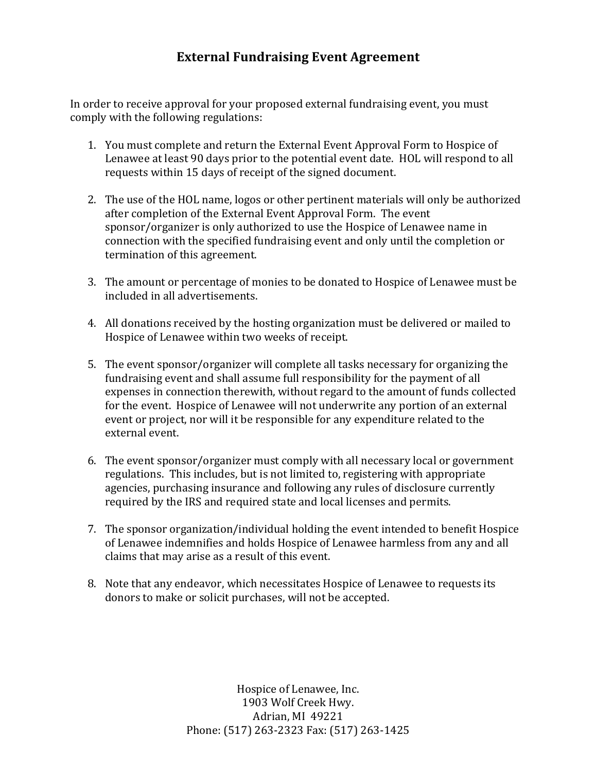# External Fundraising Event Agreement

In order to receive approval for your proposed external fundraising event, you must comply with the following regulations:

1. You must complete and return the External Event Approval Form to Hospice of Lenawee at least 90 days prior to the potential event date. HOL will respond to all requests within 15 days of receipt of the signed document.

2. The use of the HOL name, logos or other pertinent materials will only be authorized after completion of the External Event Approval Form. The event sponsor/organizer is only authorized to use the Hospice of Lenawee name in connection with the specified fundraising event and only until the completion or termination of this agreement.

3. The amount or percentage of monies to be donated to Hospice of Lenawee must be included in all advertisements.

4. All donations received by the hosting organization must be delivered or mailed to Hospice of Lenawee within two weeks of receipt.

5. The event sponsor/organizer will complete all tasks necessary for organizing the fundraising event and shall assume full responsibility for the payment of all expenses in connection therewith, without regard to the amount of funds collected for the event. Hospice of Lenawee will not underwrite any portion of an external event or project, nor will it be responsible for any expenditure related to the external event.

6. The event sponsor/organizer must comply with all necessary local or government regulations. This includes, but is not limited to, registering with appropriate agencies, purchasing insurance and following any rules of disclosure currently required by the IRS and required state and local licenses and permits.

7. The sponsor organization/individual holding the event intended to benefit Hospice of Lenawee indemnifies and holds Hospice of Lenawee harmless from any and all claims that may arise as a result of this event.

8. Note that any endeavor, which necessitates Hospice of Lenawee to requests its donors to make or solicit purchases, will not be accepted.

Hospice of Lenawee, Inc.
1903 Wolf Creek Hwy.
Adrian, MI 49221
Phone: (517) 263-2323 Fax: (517) 263-1425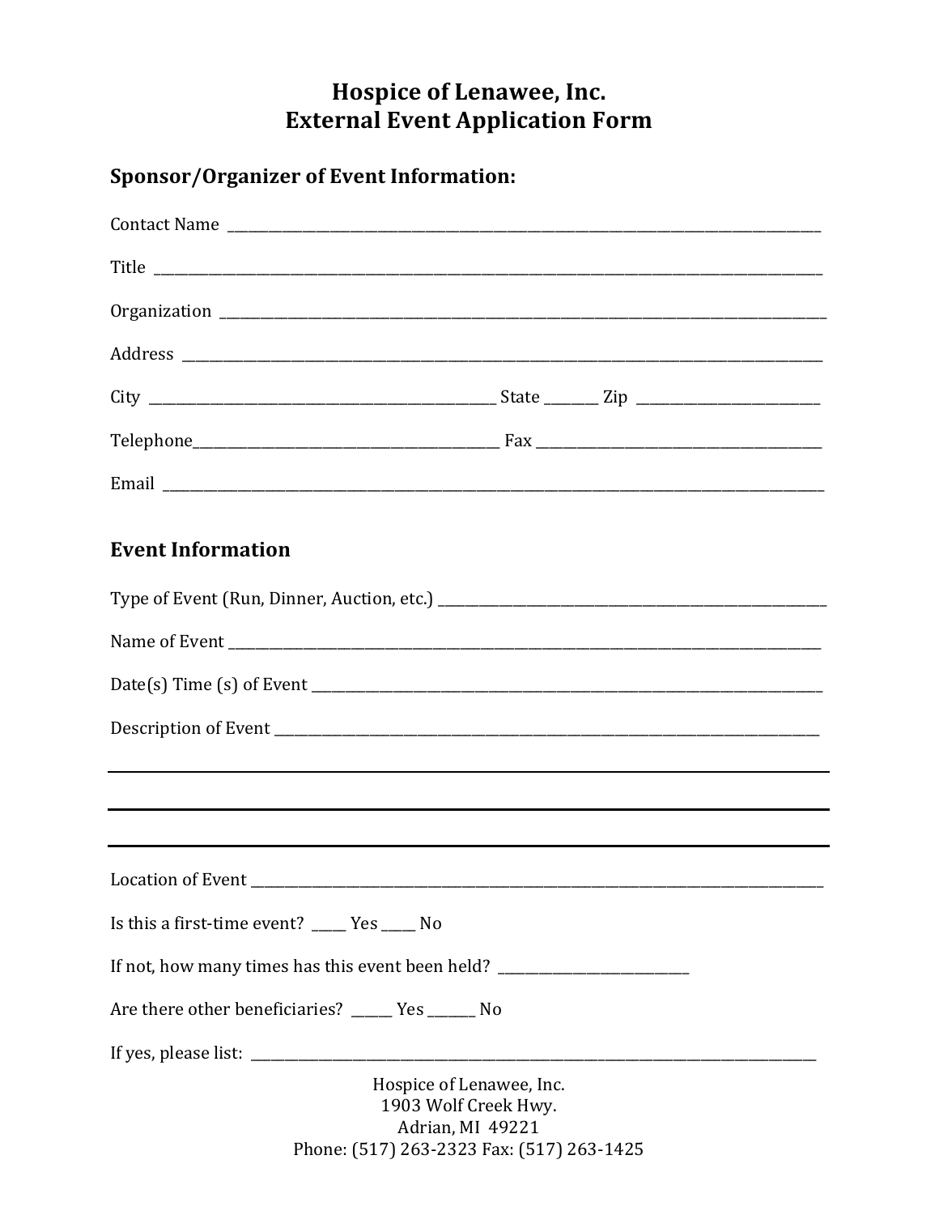# Hospice of Lenawee, Inc.
# External Event Application Form

## Sponsor/Organizer of Event Information:

Contact Name ___________________________________________________________________________

Title ___________________________________________________________________________________

Organization ____________________________________________________________________________

Address ________________________________________________________________________________

City ______________________________________________ State _______ Zip ________________________

Telephone_________________________________________ Fax _________________________________________

Email ___________________________________________________________________________________

## Event Information

Type of Event (Run, Dinner, Auction, etc.) _____________________________________________________

Name of Event ___________________________________________________________________________

Date(s) Time (s) of Event _________________________________________________________________

Description of Event _____________________________________________________________________

_________________________________________________________________________________________

_________________________________________________________________________________________

_________________________________________________________________________________________

Location of Event ________________________________________________________________________

Is this a first-time event? _____ Yes _____ No

If not, how many times has this event been held? ___________________________

Are there other beneficiaries? ______ Yes _______ No

If yes, please list: _______________________________________________________________________

Hospice of Lenawee, Inc.
1903 Wolf Creek Hwy.
Adrian, MI 49221
Phone: (517) 263-2323 Fax: (517) 263-1425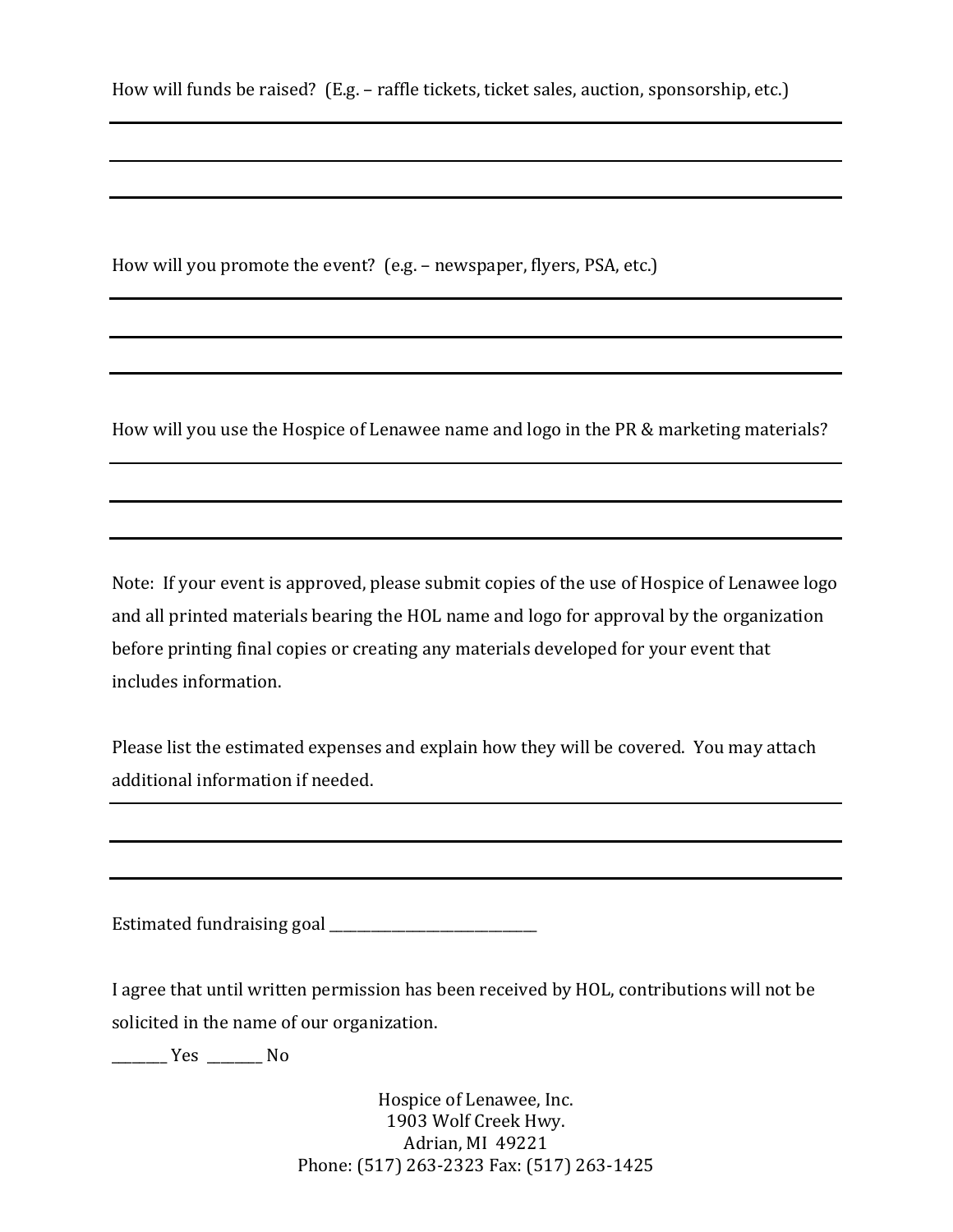How will funds be raised? (E.g. – raffle tickets, ticket sales, auction, sponsorship, etc.)

___

___

___

How will you promote the event? (e.g. – newspaper, flyers, PSA, etc.)

___

___

___

How will you use the Hospice of Lenawee name and logo in the PR & marketing materials?

___

___

___

Note: If your event is approved, please submit copies of the use of Hospice of Lenawee logo and all printed materials bearing the HOL name and logo for approval by the organization before printing final copies or creating any materials developed for your event that includes information.

Please list the estimated expenses and explain how they will be covered. You may attach additional information if needed.

___

___

___

Estimated fundraising goal ______________________________

I agree that until written permission has been received by HOL, contributions will not be solicited in the name of our organization.

________ Yes ________ No

Hospice of Lenawee, Inc.
1903 Wolf Creek Hwy.
Adrian, MI 49221
Phone: (517) 263-2323 Fax: (517) 263-1425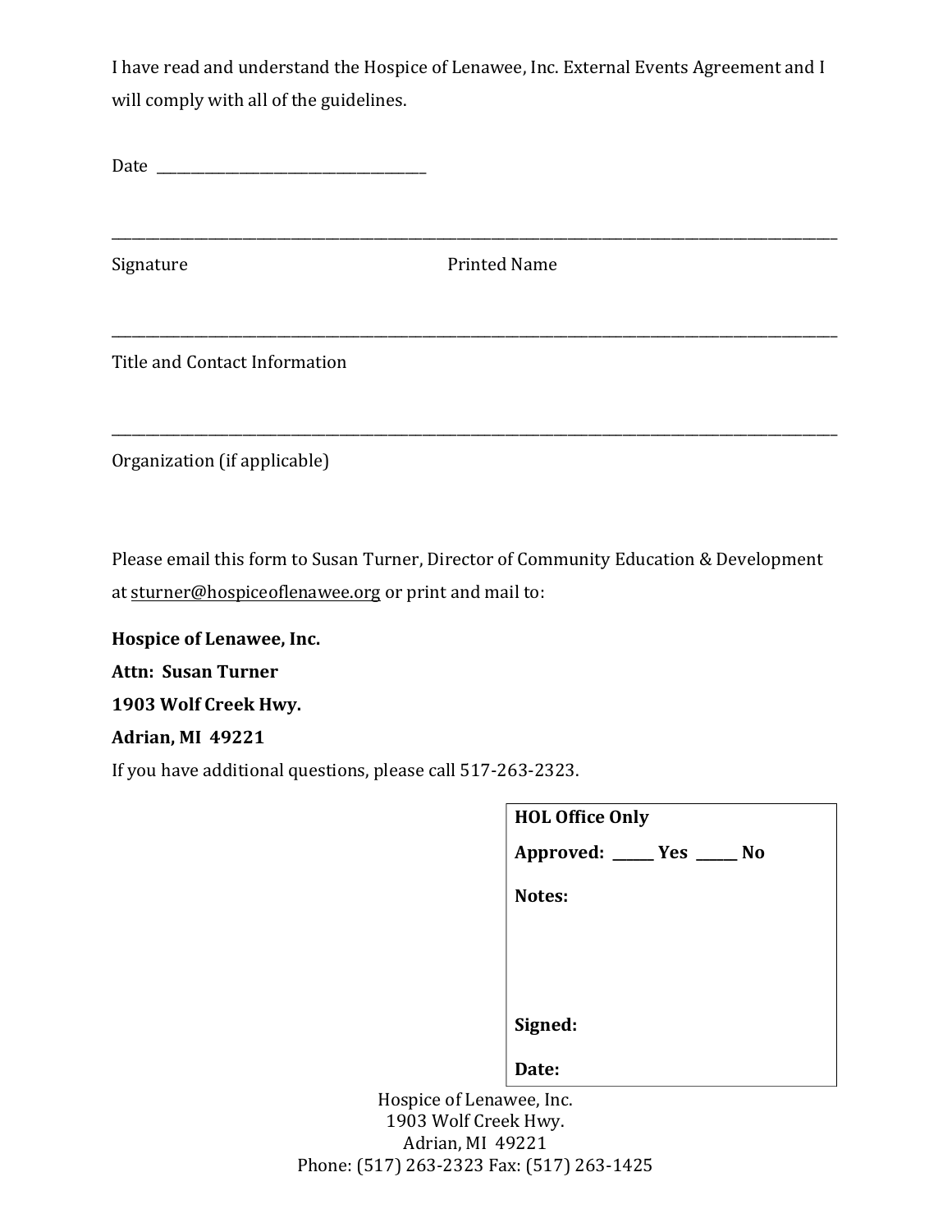I have read and understand the Hospice of Lenawee, Inc. External Events Agreement and I will comply with all of the guidelines.

Date ___________________________________

_______________________________________________________________________________________________

Signature                                        Printed Name

_______________________________________________________________________________________________

Title and Contact Information

_______________________________________________________________________________________________

Organization (if applicable)

Please email this form to Susan Turner, Director of Community Education & Development at sturner@hospiceoflenawee.org or print and mail to:

**Hospice of Lenawee, Inc.**

**Attn: Susan Turner**

**1903 Wolf Creek Hwy.**

**Adrian, MI 49221**

If you have additional questions, please call 517-263-2323.

**HOL Office Only**

**Approved: _____ Yes _____ No**

**Notes:**

**Signed:**

**Date:**

Hospice of Lenawee, Inc.
1903 Wolf Creek Hwy.
Adrian, MI 49221
Phone: (517) 263-2323 Fax: (517) 263-1425